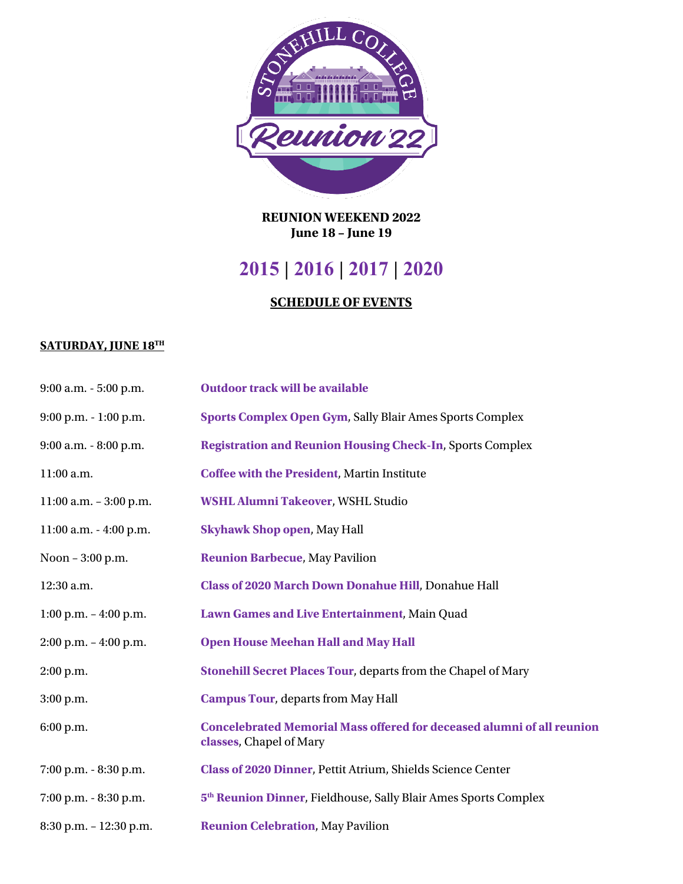**REUNION WEEKEND 2022**
**June 18 – June 19**

# 2015 | 2016 | 2017 | 2020

## SCHEDULE OF EVENTS

### SATURDAY, JUNE 18TH

| | |
|---|---|
| 9:00 a.m. - 5:00 p.m. | **Outdoor track will be available** |
| 9:00 p.m. - 1:00 p.m. | **Sports Complex Open Gym**, Sally Blair Ames Sports Complex |
| 9:00 a.m. - 8:00 p.m. | **Registration and Reunion Housing Check-In**, Sports Complex |
| 11:00 a.m. | **Coffee with the President**, Martin Institute |
| 11:00 a.m. – 3:00 p.m. | **WSHL Alumni Takeover**, WSHL Studio |
| 11:00 a.m. - 4:00 p.m. | **Skyhawk Shop open**, May Hall |
| Noon – 3:00 p.m. | **Reunion Barbecue**, May Pavilion |
| 12:30 a.m. | **Class of 2020 March Down Donahue Hill**, Donahue Hall |
| 1:00 p.m. – 4:00 p.m. | **Lawn Games and Live Entertainment**, Main Quad |
| 2:00 p.m. – 4:00 p.m. | **Open House Meehan Hall and May Hall** |
| 2:00 p.m. | **Stonehill Secret Places Tour**, departs from the Chapel of Mary |
| 3:00 p.m. | **Campus Tour**, departs from May Hall |
| 6:00 p.m. | **Concelebrated Memorial Mass offered for deceased alumni of all reunion classes**, Chapel of Mary |
| 7:00 p.m. - 8:30 p.m. | **Class of 2020 Dinner**, Pettit Atrium, Shields Science Center |
| 7:00 p.m. - 8:30 p.m. | **5th Reunion Dinner**, Fieldhouse, Sally Blair Ames Sports Complex |
| 8:30 p.m. – 12:30 p.m. | **Reunion Celebration**, May Pavilion |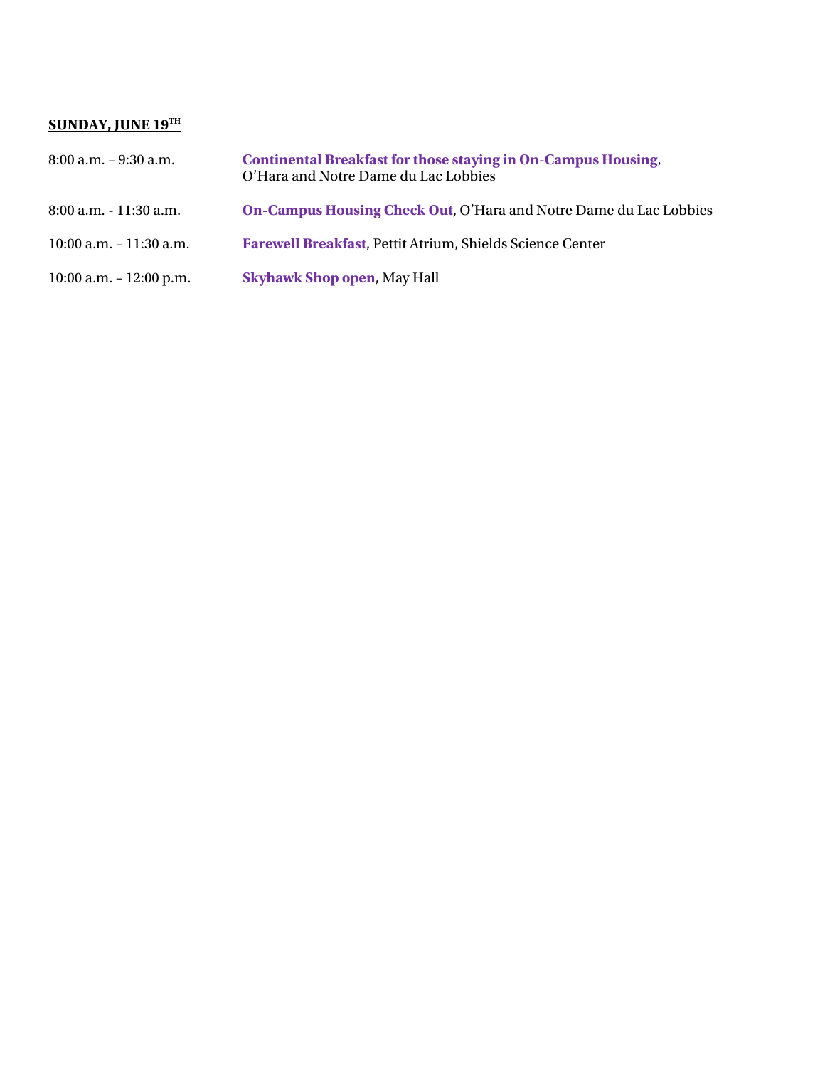**SUNDAY, JUNE 19TH**

| | |
|---|---|
| 8:00 a.m. – 9:30 a.m. | **Continental Breakfast for those staying in On-Campus Housing**, O'Hara and Notre Dame du Lac Lobbies |
| 8:00 a.m. - 11:30 a.m. | **On-Campus Housing Check Out**, O'Hara and Notre Dame du Lac Lobbies |
| 10:00 a.m. – 11:30 a.m. | **Farewell Breakfast**, Pettit Atrium, Shields Science Center |
| 10:00 a.m. – 12:00 p.m. | **Skyhawk Shop open**, May Hall |